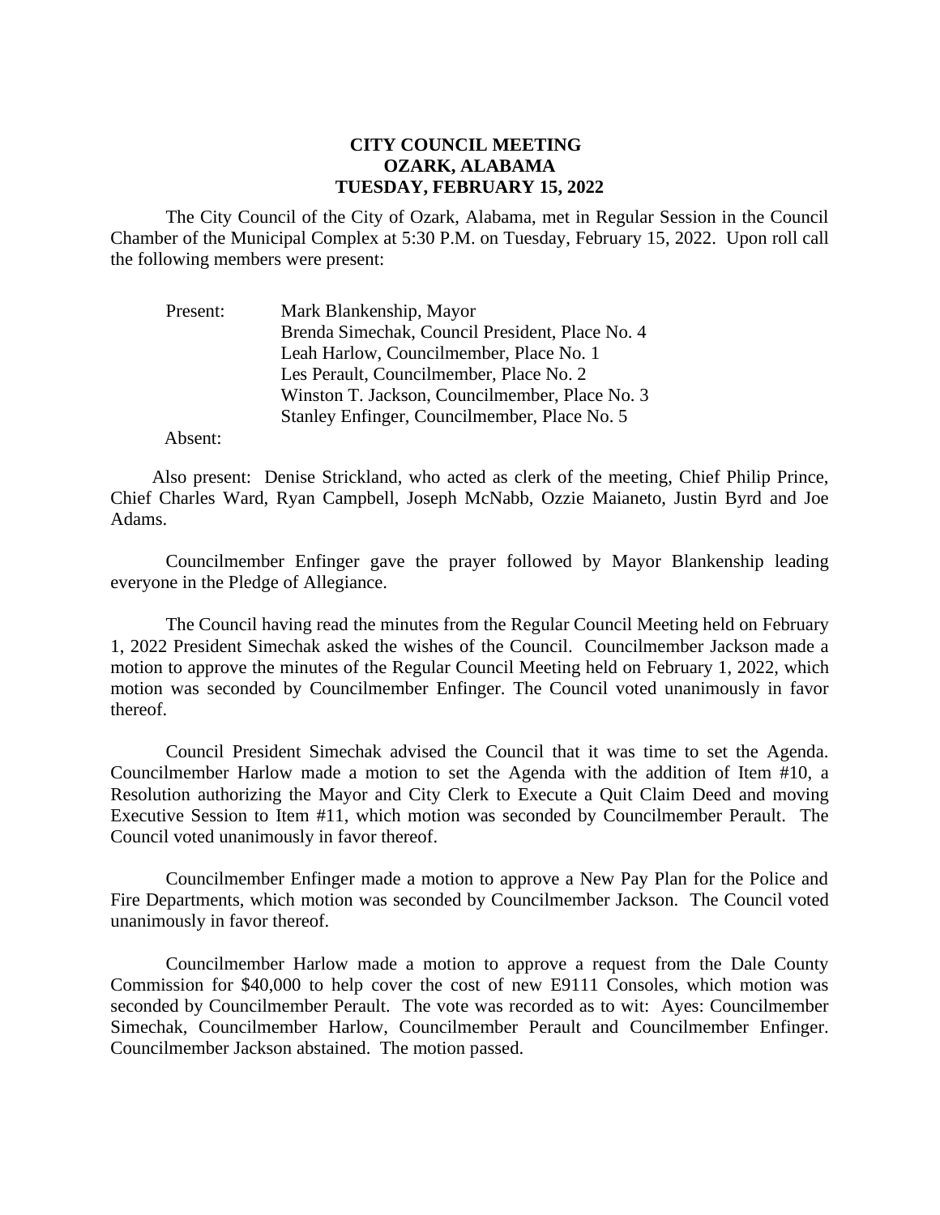**CITY COUNCIL MEETING**
**OZARK, ALABAMA**
**TUESDAY, FEBRUARY 15, 2022**

The City Council of the City of Ozark, Alabama, met in Regular Session in the Council Chamber of the Municipal Complex at 5:30 P.M. on Tuesday, February 15, 2022. Upon roll call the following members were present:

Present: Mark Blankenship, Mayor
Brenda Simechak, Council President, Place No. 4
Leah Harlow, Councilmember, Place No. 1
Les Perault, Councilmember, Place No. 2
Winston T. Jackson, Councilmember, Place No. 3
Stanley Enfinger, Councilmember, Place No. 5

Absent:

Also present: Denise Strickland, who acted as clerk of the meeting, Chief Philip Prince, Chief Charles Ward, Ryan Campbell, Joseph McNabb, Ozzie Maianeto, Justin Byrd and Joe Adams.

Councilmember Enfinger gave the prayer followed by Mayor Blankenship leading everyone in the Pledge of Allegiance.

The Council having read the minutes from the Regular Council Meeting held on February 1, 2022 President Simechak asked the wishes of the Council. Councilmember Jackson made a motion to approve the minutes of the Regular Council Meeting held on February 1, 2022, which motion was seconded by Councilmember Enfinger. The Council voted unanimously in favor thereof.

Council President Simechak advised the Council that it was time to set the Agenda. Councilmember Harlow made a motion to set the Agenda with the addition of Item #10, a Resolution authorizing the Mayor and City Clerk to Execute a Quit Claim Deed and moving Executive Session to Item #11, which motion was seconded by Councilmember Perault. The Council voted unanimously in favor thereof.

Councilmember Enfinger made a motion to approve a New Pay Plan for the Police and Fire Departments, which motion was seconded by Councilmember Jackson. The Council voted unanimously in favor thereof.

Councilmember Harlow made a motion to approve a request from the Dale County Commission for $40,000 to help cover the cost of new E9111 Consoles, which motion was seconded by Councilmember Perault. The vote was recorded as to wit: Ayes: Councilmember Simechak, Councilmember Harlow, Councilmember Perault and Councilmember Enfinger. Councilmember Jackson abstained. The motion passed.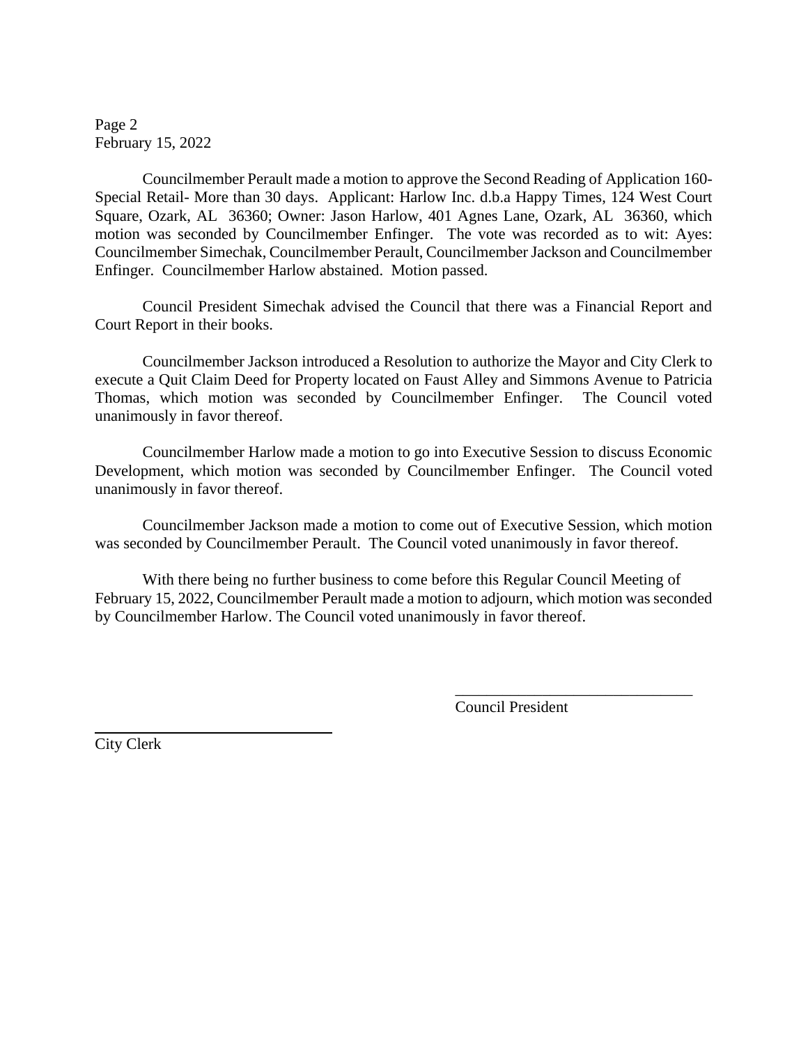Councilmember Perault made a motion to approve the Second Reading of Application 160- Special Retail- More than 30 days. Applicant: Harlow Inc. d.b.a Happy Times, 124 West Court Square, Ozark, AL 36360; Owner: Jason Harlow, 401 Agnes Lane, Ozark, AL 36360, which motion was seconded by Councilmember Enfinger. The vote was recorded as to wit: Ayes: Councilmember Simechak, Councilmember Perault, Councilmember Jackson and Councilmember Enfinger. Councilmember Harlow abstained. Motion passed.

Council President Simechak advised the Council that there was a Financial Report and Court Report in their books.

Councilmember Jackson introduced a Resolution to authorize the Mayor and City Clerk to execute a Quit Claim Deed for Property located on Faust Alley and Simmons Avenue to Patricia Thomas, which motion was seconded by Councilmember Enfinger. The Council voted unanimously in favor thereof.

Councilmember Harlow made a motion to go into Executive Session to discuss Economic Development, which motion was seconded by Councilmember Enfinger. The Council voted unanimously in favor thereof.

Councilmember Jackson made a motion to come out of Executive Session, which motion was seconded by Councilmember Perault. The Council voted unanimously in favor thereof.

With there being no further business to come before this Regular Council Meeting of February 15, 2022, Councilmember Perault made a motion to adjourn, which motion was seconded by Councilmember Harlow. The Council voted unanimously in favor thereof.

\_\_\_\_\_\_\_\_\_\_\_\_\_\_\_\_\_\_\_\_\_\_\_\_\_\_\_\_\_\_\_\_

Council President

\_\_\_\_\_\_\_\_\_\_\_\_\_\_\_\_\_\_\_\_\_\_\_\_\_\_\_\_\_\_\_\_

City Clerk